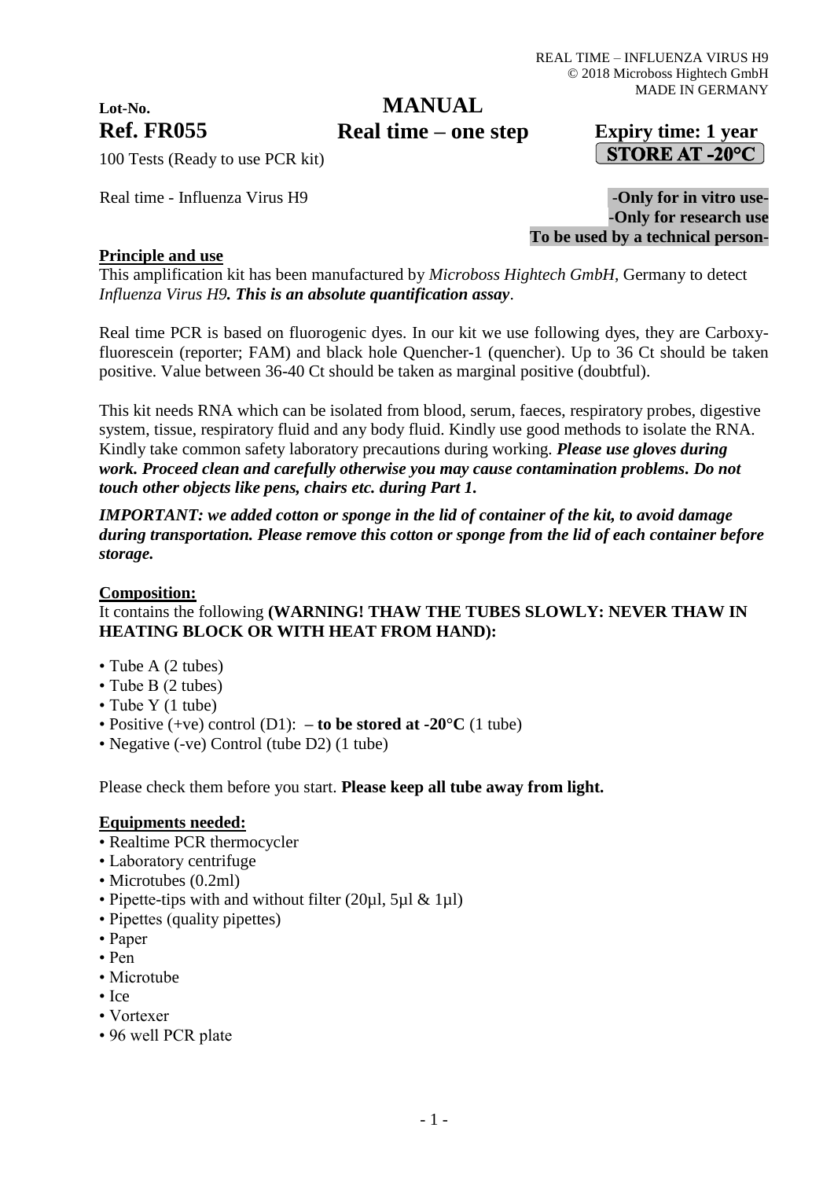**Lot-No.**
**Ref. FR055**

# MANUAL
## Real time – one step

**Expiry time: 1 year**
**STORE AT -20°C**

100 Tests (Ready to use PCR kit)

Real time - Influenza Virus H9

**-Only for in vitro use-**
**-Only for research use**
**To be used by a technical person-**

**Principle and use**

This amplification kit has been manufactured by *Microboss Hightech GmbH*, Germany to detect *Influenza Virus H9. **This is an absolute quantification assay***.

Real time PCR is based on fluorogenic dyes. In our kit we use following dyes, they are Carboxy-fluorescein (reporter; FAM) and black hole Quencher-1 (quencher). Up to 36 Ct should be taken positive. Value between 36-40 Ct should be taken as marginal positive (doubtful).

This kit needs RNA which can be isolated from blood, serum, faeces, respiratory probes, digestive system, tissue, respiratory fluid and any body fluid. Kindly use good methods to isolate the RNA. Kindly take common safety laboratory precautions during working. ***Please use gloves during work. Proceed clean and carefully otherwise you may cause contamination problems. Do not touch other objects like pens, chairs etc. during Part 1.***

***IMPORTANT: we added cotton or sponge in the lid of container of the kit, to avoid damage during transportation. Please remove this cotton or sponge from the lid of each container before storage.***

**Composition:**

It contains the following **(WARNING! THAW THE TUBES SLOWLY: NEVER THAW IN HEATING BLOCK OR WITH HEAT FROM HAND):**

- Tube A (2 tubes)
- Tube B (2 tubes)
- Tube Y (1 tube)
- Positive (+ve) control (D1): **– to be stored at -20°C** (1 tube)
- Negative (-ve) Control (tube D2) (1 tube)

Please check them before you start. **Please keep all tube away from light.**

**Equipments needed:**

- Realtime PCR thermocycler
- Laboratory centrifuge
- Microtubes (0.2ml)
- Pipette-tips with and without filter (20µl, 5µl & 1µl)
- Pipettes (quality pipettes)
- Paper
- Pen
- Microtube
- Ice
- Vortexer
- 96 well PCR plate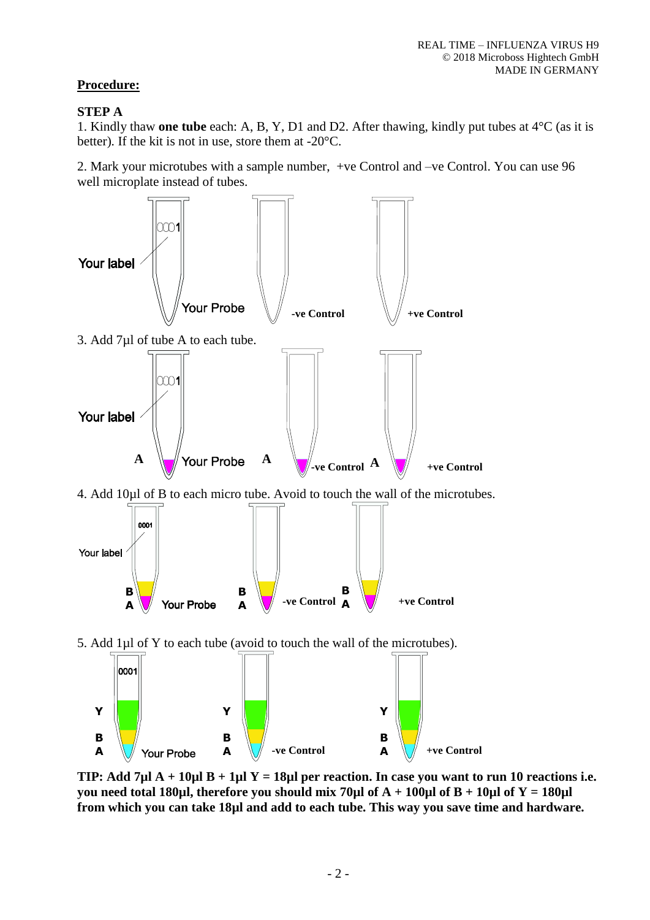## Procedure:

### STEP A

1. Kindly thaw **one tube** each: A, B, Y, D1 and D2. After thawing, kindly put tubes at 4°C (as it is better). If the kit is not in use, store them at -20°C.

2. Mark your microtubes with a sample number, +ve Control and –ve Control. You can use 96 well microplate instead of tubes.

Your label — 0001 — Your Probe — -ve Control — +ve Control

3. Add 7µl of tube A to each tube.

Your label — 0001 — A Your Probe — A -ve Control — A +ve Control

4. Add 10µl of B to each micro tube. Avoid to touch the wall of the microtubes.

Your label — 0001 — B A Your Probe — B A -ve Control — B A +ve Control

5. Add 1µl of Y to each tube (avoid to touch the wall of the microtubes).

0001 — Y B A Your Probe — Y B A -ve Control — Y B A +ve Control

**TIP: Add 7µl A + 10µl B + 1µl Y = 18µl per reaction. In case you want to run 10 reactions i.e. you need total 180µl, therefore you should mix 70µl of A + 100µl of B + 10µl of Y = 180µl from which you can take 18µl and add to each tube. This way you save time and hardware.**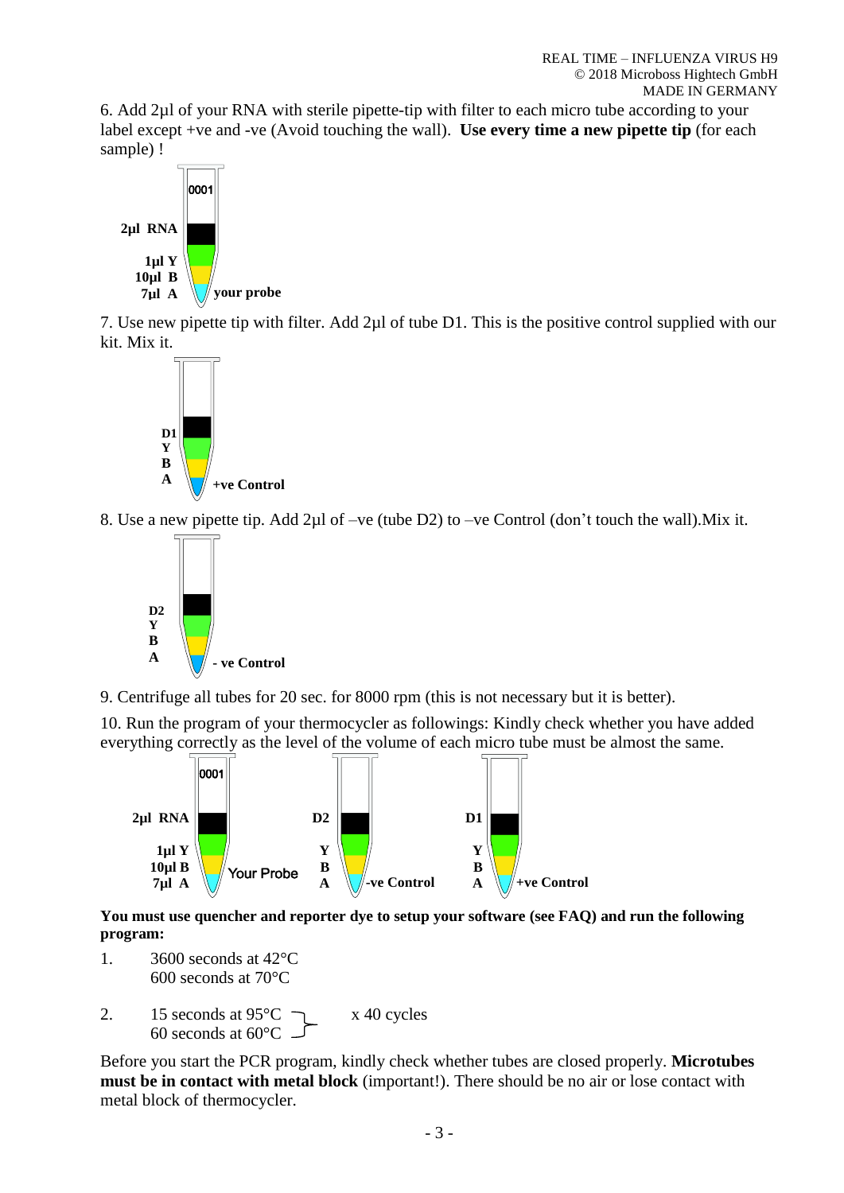6. Add 2µl of your RNA with sterile pipette-tip with filter to each micro tube according to your label except +ve and -ve (Avoid touching the wall). **Use every time a new pipette tip** (for each sample) !

7. Use new pipette tip with filter. Add 2µl of tube D1. This is the positive control supplied with our kit. Mix it.

8. Use a new pipette tip. Add 2µl of –ve (tube D2) to –ve Control (don't touch the wall).Mix it.

9. Centrifuge all tubes for 20 sec. for 8000 rpm (this is not necessary but it is better).

10. Run the program of your thermocycler as followings: Kindly check whether you have added everything correctly as the level of the volume of each micro tube must be almost the same.

**You must use quencher and reporter dye to setup your software (see FAQ) and run the following program:**

1. 3600 seconds at 42°C
   600 seconds at 70°C

2. 15 seconds at 95°C
   60 seconds at 60°C
   x 40 cycles

Before you start the PCR program, kindly check whether tubes are closed properly. **Microtubes must be in contact with metal block** (important!). There should be no air or lose contact with metal block of thermocycler.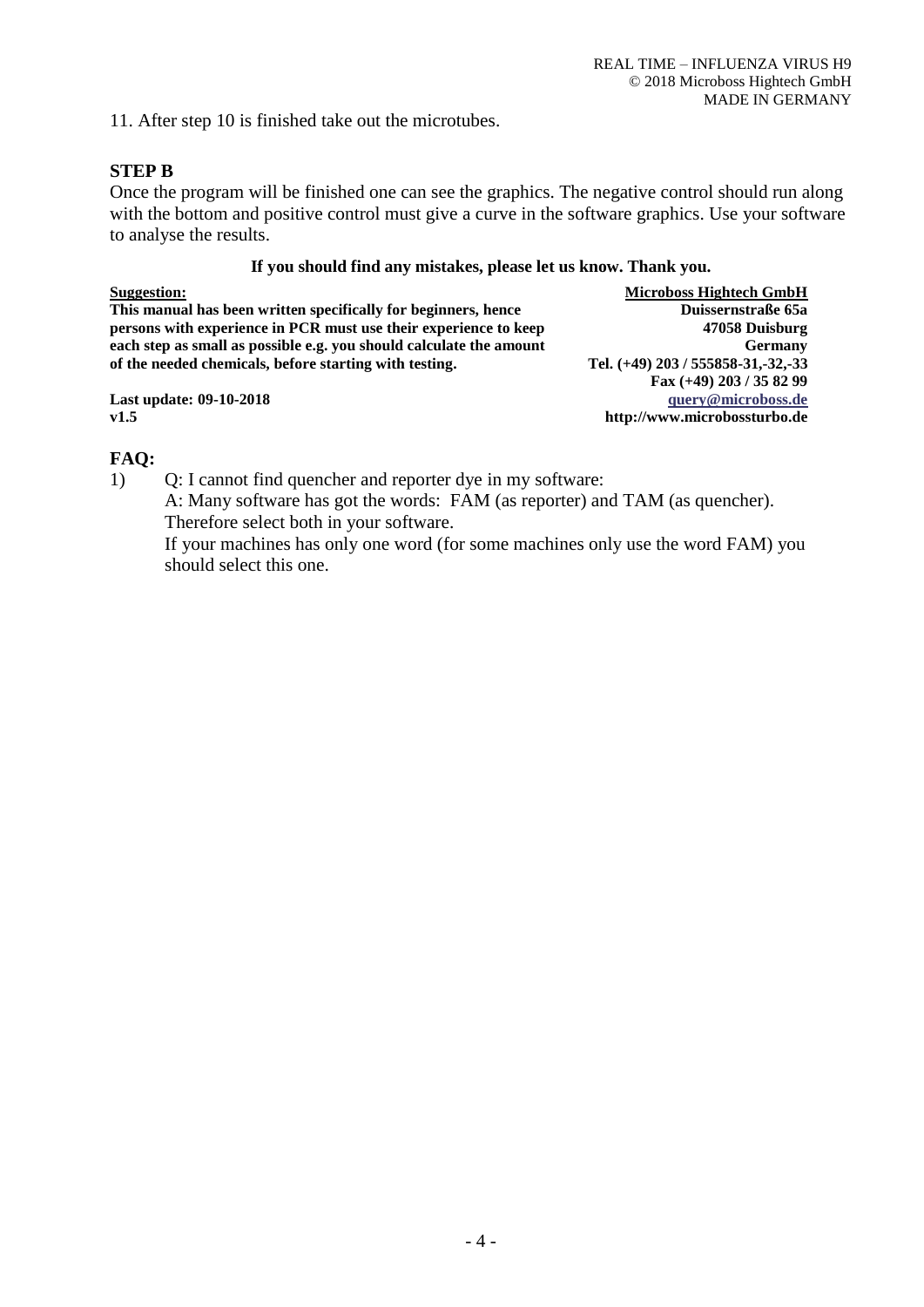11. After step 10 is finished take out the microtubes.

**STEP B**

Once the program will be finished one can see the graphics. The negative control should run along with the bottom and positive control must give a curve in the software graphics. Use your software to analyse the results.

**If you should find any mistakes, please let us know. Thank you.**

**Suggestion:**
**This manual has been written specifically for beginners, hence persons with experience in PCR must use their experience to keep each step as small as possible e.g. you should calculate the amount of the needed chemicals, before starting with testing.**

**Last update: 09-10-2018**
**v1.5**

**Microboss Hightech GmbH**
**Duissernstraße 65a**
**47058 Duisburg**
**Germany**
**Tel. (+49) 203 / 555858-31,-32,-33**
**Fax (+49) 203 / 35 82 99**
**query@microboss.de**
**http://www.microbossturbo.de**

## FAQ:

1) Q: I cannot find quencher and reporter dye in my software:
   A: Many software has got the words: FAM (as reporter) and TAM (as quencher). Therefore select both in your software.
   If your machines has only one word (for some machines only use the word FAM) you should select this one.